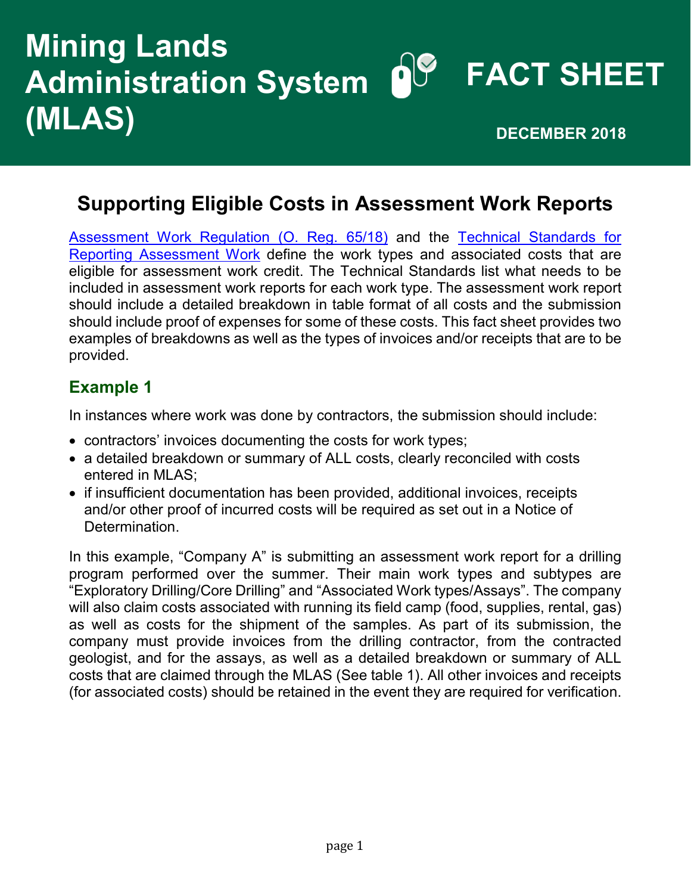# Mining Lands Administration System (MLAS)

**FACT SHEET**

**DECEMBER 2018**

## Supporting Eligible Costs in Assessment Work Reports

Assessment Work Regulation (O. Reg. 65/18) and the Technical Standards for Reporting Assessment Work define the work types and associated costs that are eligible for assessment work credit. The Technical Standards list what needs to be included in assessment work reports for each work type. The assessment work report should include a detailed breakdown in table format of all costs and the submission should include proof of expenses for some of these costs. This fact sheet provides two examples of breakdowns as well as the types of invoices and/or receipts that are to be provided.

### Example 1

In instances where work was done by contractors, the submission should include:

- contractors' invoices documenting the costs for work types;
- a detailed breakdown or summary of ALL costs, clearly reconciled with costs entered in MLAS;
- if insufficient documentation has been provided, additional invoices, receipts and/or other proof of incurred costs will be required as set out in a Notice of Determination.

In this example, "Company A" is submitting an assessment work report for a drilling program performed over the summer. Their main work types and subtypes are "Exploratory Drilling/Core Drilling" and "Associated Work types/Assays". The company will also claim costs associated with running its field camp (food, supplies, rental, gas) as well as costs for the shipment of the samples. As part of its submission, the company must provide invoices from the drilling contractor, from the contracted geologist, and for the assays, as well as a detailed breakdown or summary of ALL costs that are claimed through the MLAS (See table 1). All other invoices and receipts (for associated costs) should be retained in the event they are required for verification.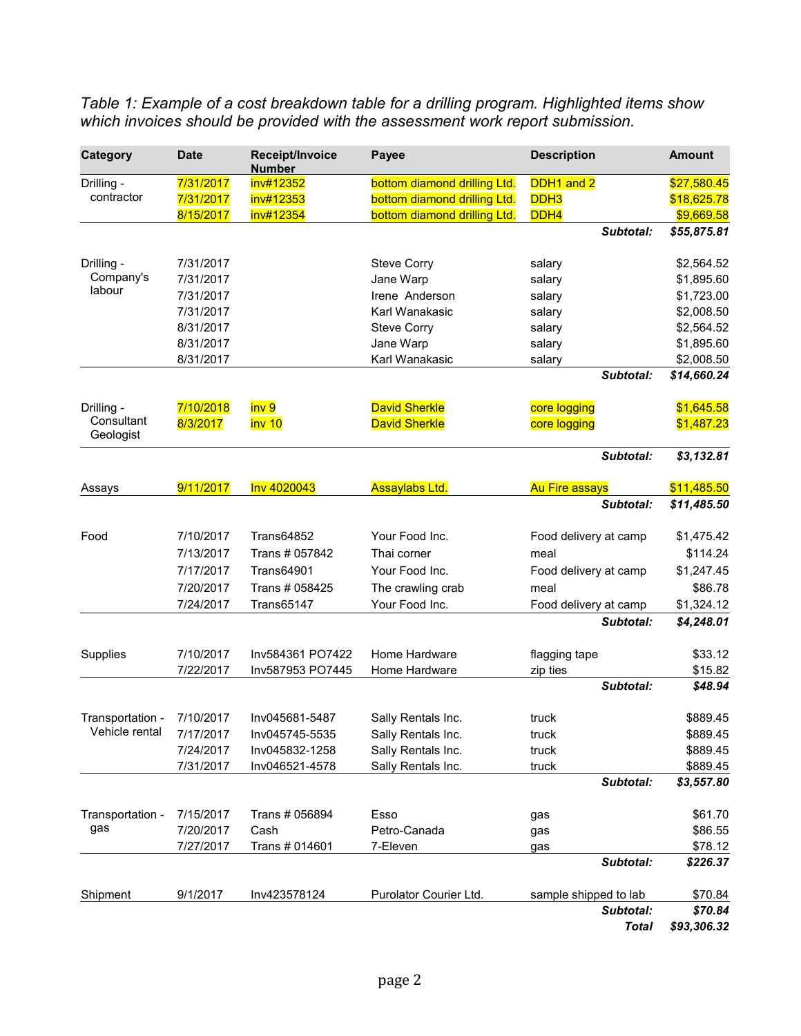*Table 1: Example of a cost breakdown table for a drilling program. Highlighted items show which invoices should be provided with the assessment work report submission.*

| Category | Date | Receipt/Invoice Number | Payee | Description | Amount |
|---|---|---|---|---|---|
| Drilling - contractor | 7/31/2017 | inv#12352 | bottom diamond drilling Ltd. | DDH1 and 2 | $27,580.45 |
| | 7/31/2017 | inv#12353 | bottom diamond drilling Ltd. | DDH3 | $18,625.78 |
| | 8/15/2017 | inv#12354 | bottom diamond drilling Ltd. | DDH4 | $9,669.58 |
| | | | | ***Subtotal:*** | ***$55,875.81*** |
| Drilling - Company's labour | 7/31/2017 | | Steve Corry | salary | $2,564.52 |
| | 7/31/2017 | | Jane Warp | salary | $1,895.60 |
| | 7/31/2017 | | Irene Anderson | salary | $1,723.00 |
| | 7/31/2017 | | Karl Wanakasic | salary | $2,008.50 |
| | 8/31/2017 | | Steve Corry | salary | $2,564.52 |
| | 8/31/2017 | | Jane Warp | salary | $1,895.60 |
| | 8/31/2017 | | Karl Wanakasic | salary | $2,008.50 |
| | | | | ***Subtotal:*** | ***$14,660.24*** |
| Drilling - Consultant Geologist | 7/10/2018 | inv 9 | David Sherkle | core logging | $1,645.58 |
| | 8/3/2017 | inv 10 | David Sherkle | core logging | $1,487.23 |
| | | | | ***Subtotal:*** | ***$3,132.81*** |
| Assays | 9/11/2017 | Inv 4020043 | Assaylabs Ltd. | Au Fire assays | $11,485.50 |
| | | | | ***Subtotal:*** | ***$11,485.50*** |
| Food | 7/10/2017 | Trans64852 | Your Food Inc. | Food delivery at camp | $1,475.42 |
| | 7/13/2017 | Trans # 057842 | Thai corner | meal | $114.24 |
| | 7/17/2017 | Trans64901 | Your Food Inc. | Food delivery at camp | $1,247.45 |
| | 7/20/2017 | Trans # 058425 | The crawling crab | meal | $86.78 |
| | 7/24/2017 | Trans65147 | Your Food Inc. | Food delivery at camp | $1,324.12 |
| | | | | ***Subtotal:*** | ***$4,248.01*** |
| Supplies | 7/10/2017 | Inv584361 PO7422 | Home Hardware | flagging tape | $33.12 |
| | 7/22/2017 | Inv587953 PO7445 | Home Hardware | zip ties | $15.82 |
| | | | | ***Subtotal:*** | ***$48.94*** |
| Transportation - Vehicle rental | 7/10/2017 | Inv045681-5487 | Sally Rentals Inc. | truck | $889.45 |
| | 7/17/2017 | Inv045745-5535 | Sally Rentals Inc. | truck | $889.45 |
| | 7/24/2017 | Inv045832-1258 | Sally Rentals Inc. | truck | $889.45 |
| | 7/31/2017 | Inv046521-4578 | Sally Rentals Inc. | truck | $889.45 |
| | | | | ***Subtotal:*** | ***$3,557.80*** |
| Transportation - gas | 7/15/2017 | Trans # 056894 | Esso | gas | $61.70 |
| | 7/20/2017 | Cash | Petro-Canada | gas | $86.55 |
| | 7/27/2017 | Trans # 014601 | 7-Eleven | gas | $78.12 |
| | | | | ***Subtotal:*** | ***$226.37*** |
| Shipment | 9/1/2017 | Inv423578124 | Purolator Courier Ltd. | sample shipped to lab | $70.84 |
| | | | | ***Subtotal:*** | ***$70.84*** |
| | | | | ***Total*** | ***$93,306.32*** |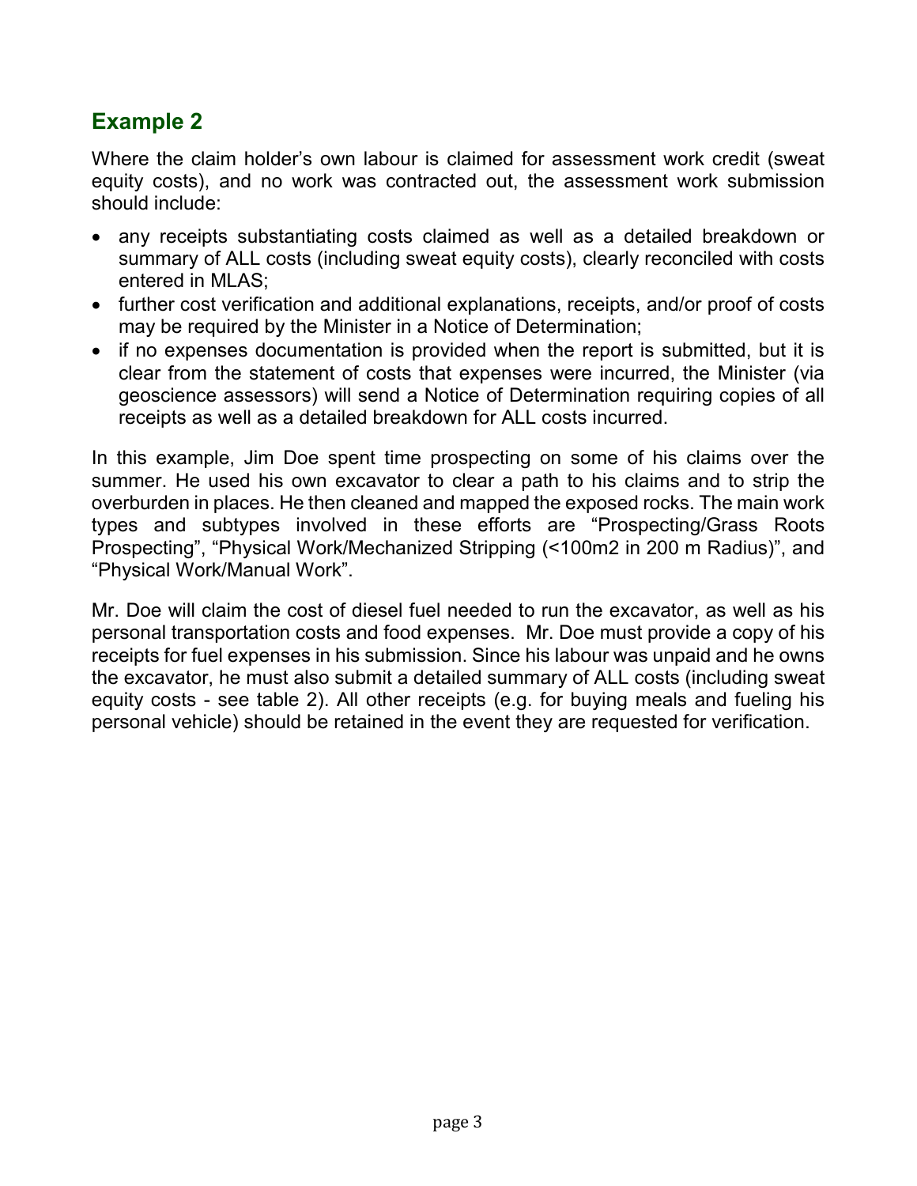## Example 2

Where the claim holder's own labour is claimed for assessment work credit (sweat equity costs), and no work was contracted out, the assessment work submission should include:

- any receipts substantiating costs claimed as well as a detailed breakdown or summary of ALL costs (including sweat equity costs), clearly reconciled with costs entered in MLAS;
- further cost verification and additional explanations, receipts, and/or proof of costs may be required by the Minister in a Notice of Determination;
- if no expenses documentation is provided when the report is submitted, but it is clear from the statement of costs that expenses were incurred, the Minister (via geoscience assessors) will send a Notice of Determination requiring copies of all receipts as well as a detailed breakdown for ALL costs incurred.

In this example, Jim Doe spent time prospecting on some of his claims over the summer. He used his own excavator to clear a path to his claims and to strip the overburden in places. He then cleaned and mapped the exposed rocks. The main work types and subtypes involved in these efforts are "Prospecting/Grass Roots Prospecting", "Physical Work/Mechanized Stripping (<100m2 in 200 m Radius)", and "Physical Work/Manual Work".

Mr. Doe will claim the cost of diesel fuel needed to run the excavator, as well as his personal transportation costs and food expenses. Mr. Doe must provide a copy of his receipts for fuel expenses in his submission. Since his labour was unpaid and he owns the excavator, he must also submit a detailed summary of ALL costs (including sweat equity costs - see table 2). All other receipts (e.g. for buying meals and fueling his personal vehicle) should be retained in the event they are requested for verification.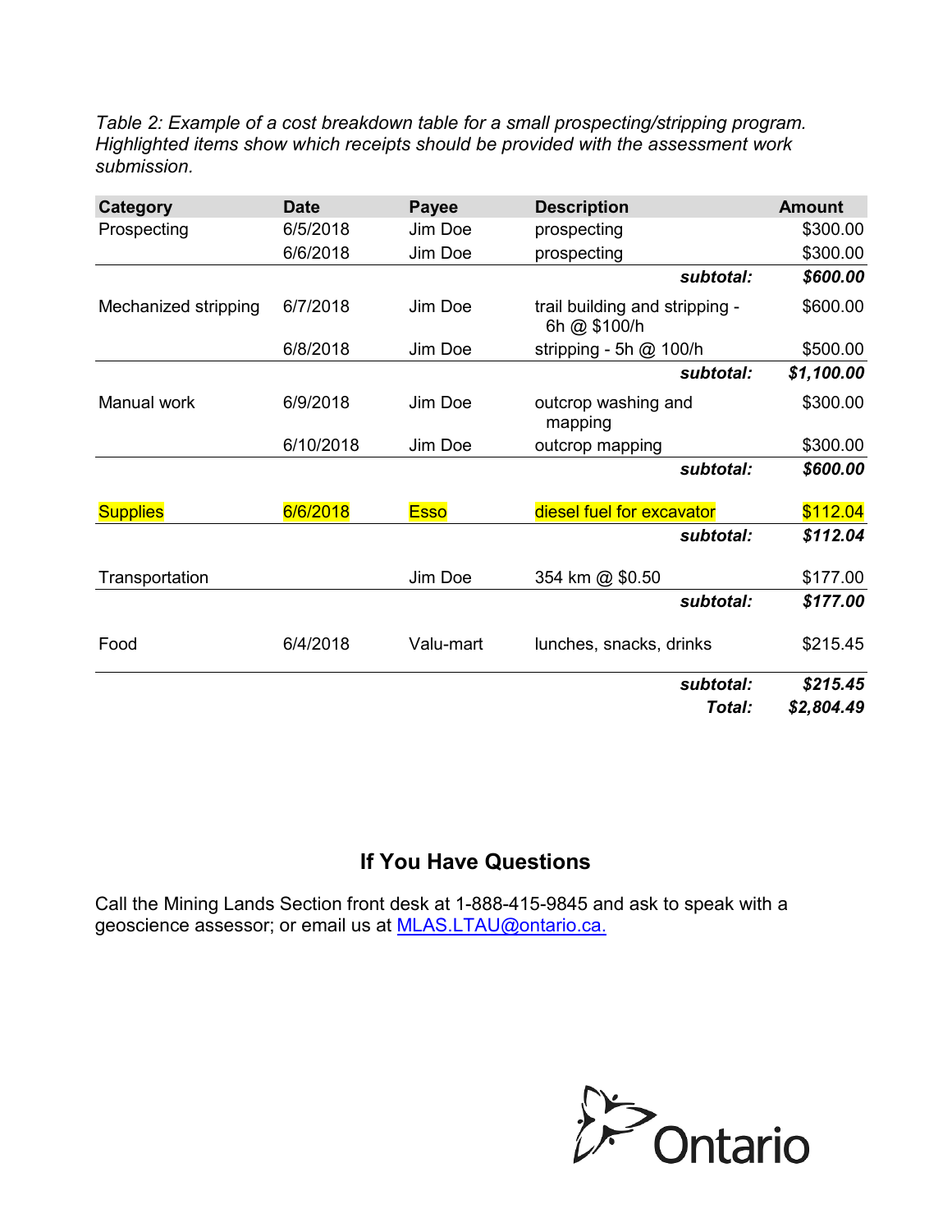*Table 2: Example of a cost breakdown table for a small prospecting/stripping program. Highlighted items show which receipts should be provided with the assessment work submission.*

| Category | Date | Payee | Description | Amount |
|---|---|---|---|---|
| Prospecting | 6/5/2018 | Jim Doe | prospecting | $300.00 |
| | 6/6/2018 | Jim Doe | prospecting | $300.00 |
| | | | ***subtotal:*** | ***$600.00*** |
| Mechanized stripping | 6/7/2018 | Jim Doe | trail building and stripping - 6h @ $100/h | $600.00 |
| | 6/8/2018 | Jim Doe | stripping - 5h @ 100/h | $500.00 |
| | | | ***subtotal:*** | ***$1,100.00*** |
| Manual work | 6/9/2018 | Jim Doe | outcrop washing and mapping | $300.00 |
| | 6/10/2018 | Jim Doe | outcrop mapping | $300.00 |
| | | | ***subtotal:*** | ***$600.00*** |
| Supplies | 6/6/2018 | Esso | diesel fuel for excavator | $112.04 |
| | | | ***subtotal:*** | ***$112.04*** |
| Transportation | | Jim Doe | 354 km @ $0.50 | $177.00 |
| | | | ***subtotal:*** | ***$177.00*** |
| Food | 6/4/2018 | Valu-mart | lunches, snacks, drinks | $215.45 |
| | | | ***subtotal:*** | ***$215.45*** |
| | | | ***Total:*** | ***$2,804.49*** |

## If You Have Questions

Call the Mining Lands Section front desk at 1-888-415-9845 and ask to speak with a geoscience assessor; or email us at MLAS.LTAU@ontario.ca.

Ontario